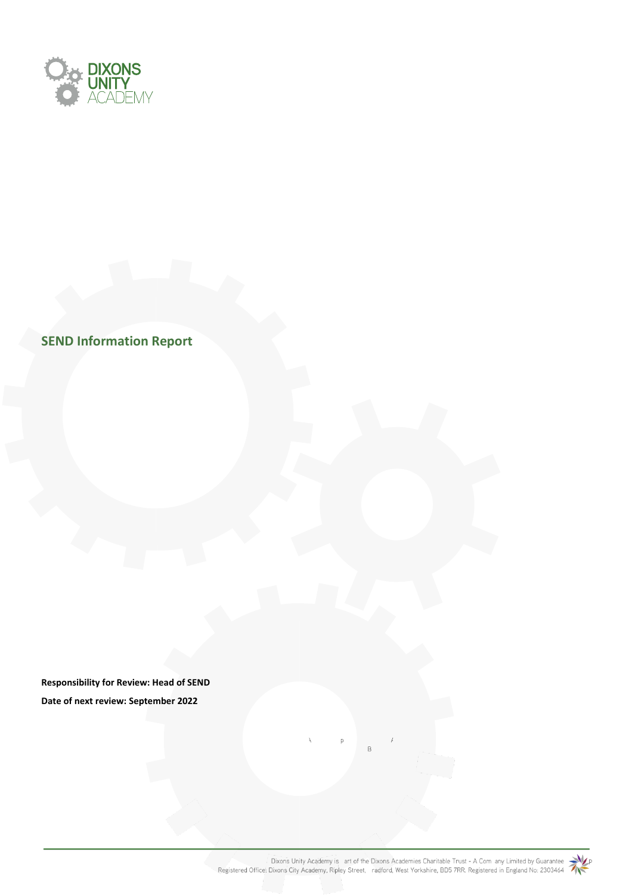# SEND Information Report

**Responsibility for Review: Head of SEND**

**Date of next review: September 2022**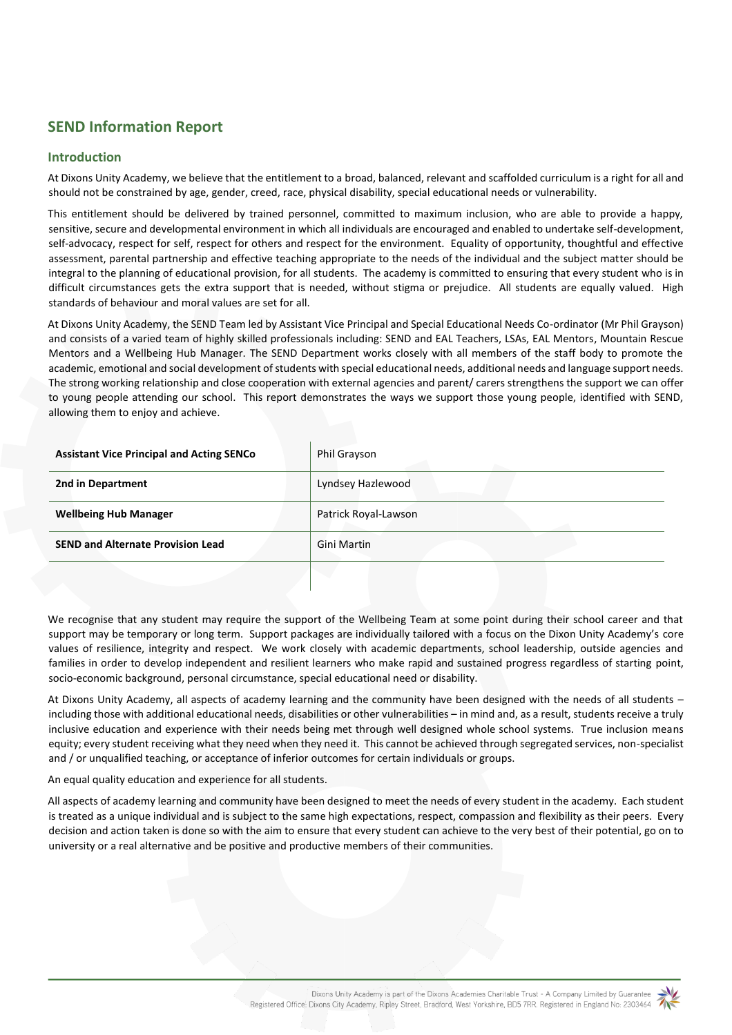## SEND Information Report

### Introduction

At Dixons Unity Academy, we believe that the entitlement to a broad, balanced, relevant and scaffolded curriculum is a right for all and should not be constrained by age, gender, creed, race, physical disability, special educational needs or vulnerability.

This entitlement should be delivered by trained personnel, committed to maximum inclusion, who are able to provide a happy, sensitive, secure and developmental environment in which all individuals are encouraged and enabled to undertake self-development, self-advocacy, respect for self, respect for others and respect for the environment. Equality of opportunity, thoughtful and effective assessment, parental partnership and effective teaching appropriate to the needs of the individual and the subject matter should be integral to the planning of educational provision, for all students. The academy is committed to ensuring that every student who is in difficult circumstances gets the extra support that is needed, without stigma or prejudice. All students are equally valued. High standards of behaviour and moral values are set for all.

At Dixons Unity Academy, the SEND Team led by Assistant Vice Principal and Special Educational Needs Co-ordinator (Mr Phil Grayson) and consists of a varied team of highly skilled professionals including: SEND and EAL Teachers, LSAs, EAL Mentors, Mountain Rescue Mentors and a Wellbeing Hub Manager. The SEND Department works closely with all members of the staff body to promote the academic, emotional and social development of students with special educational needs, additional needs and language support needs. The strong working relationship and close cooperation with external agencies and parent/ carers strengthens the support we can offer to young people attending our school. This report demonstrates the ways we support those young people, identified with SEND, allowing them to enjoy and achieve.

| | |
|---|---|
| **Assistant Vice Principal and Acting SENCo** | Phil Grayson |
| **2nd in Department** | Lyndsey Hazlewood |
| **Wellbeing Hub Manager** | Patrick Royal-Lawson |
| **SEND and Alternate Provision Lead** | Gini Martin |
| | |

We recognise that any student may require the support of the Wellbeing Team at some point during their school career and that support may be temporary or long term. Support packages are individually tailored with a focus on the Dixon Unity Academy's core values of resilience, integrity and respect. We work closely with academic departments, school leadership, outside agencies and families in order to develop independent and resilient learners who make rapid and sustained progress regardless of starting point, socio-economic background, personal circumstance, special educational need or disability.

At Dixons Unity Academy, all aspects of academy learning and the community have been designed with the needs of all students – including those with additional educational needs, disabilities or other vulnerabilities – in mind and, as a result, students receive a truly inclusive education and experience with their needs being met through well designed whole school systems. True inclusion means equity; every student receiving what they need when they need it. This cannot be achieved through segregated services, non-specialist and / or unqualified teaching, or acceptance of inferior outcomes for certain individuals or groups.

An equal quality education and experience for all students.

All aspects of academy learning and community have been designed to meet the needs of every student in the academy. Each student is treated as a unique individual and is subject to the same high expectations, respect, compassion and flexibility as their peers. Every decision and action taken is done so with the aim to ensure that every student can achieve to the very best of their potential, go on to university or a real alternative and be positive and productive members of their communities.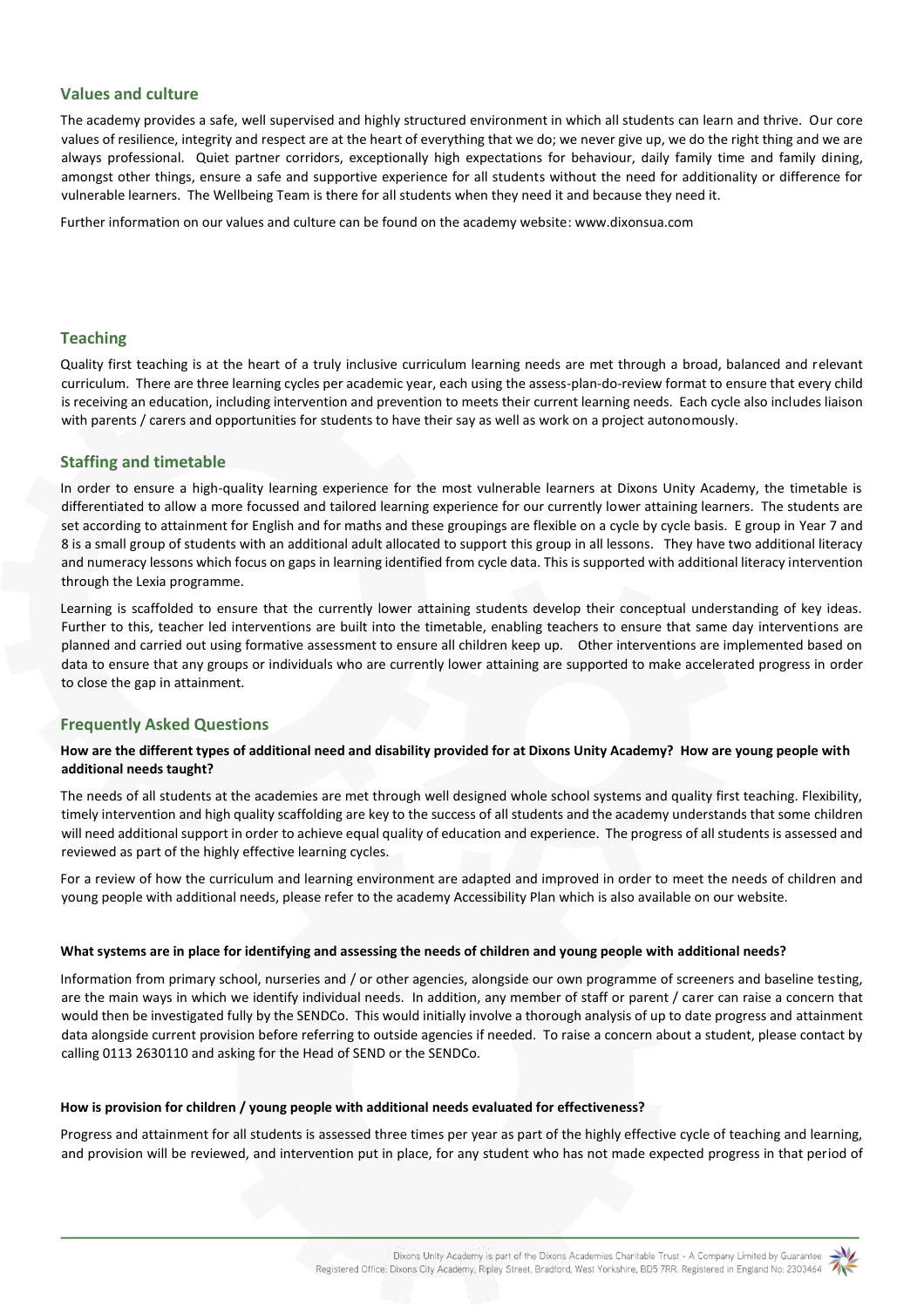## Values and culture

The academy provides a safe, well supervised and highly structured environment in which all students can learn and thrive. Our core values of resilience, integrity and respect are at the heart of everything that we do; we never give up, we do the right thing and we are always professional. Quiet partner corridors, exceptionally high expectations for behaviour, daily family time and family dining, amongst other things, ensure a safe and supportive experience for all students without the need for additionality or difference for vulnerable learners. The Wellbeing Team is there for all students when they need it and because they need it.

Further information on our values and culture can be found on the academy website: www.dixonsua.com

## Teaching

Quality first teaching is at the heart of a truly inclusive curriculum learning needs are met through a broad, balanced and relevant curriculum. There are three learning cycles per academic year, each using the assess-plan-do-review format to ensure that every child is receiving an education, including intervention and prevention to meets their current learning needs. Each cycle also includes liaison with parents / carers and opportunities for students to have their say as well as work on a project autonomously.

## Staffing and timetable

In order to ensure a high-quality learning experience for the most vulnerable learners at Dixons Unity Academy, the timetable is differentiated to allow a more focussed and tailored learning experience for our currently lower attaining learners. The students are set according to attainment for English and for maths and these groupings are flexible on a cycle by cycle basis. E group in Year 7 and 8 is a small group of students with an additional adult allocated to support this group in all lessons. They have two additional literacy and numeracy lessons which focus on gaps in learning identified from cycle data. This is supported with additional literacy intervention through the Lexia programme.

Learning is scaffolded to ensure that the currently lower attaining students develop their conceptual understanding of key ideas. Further to this, teacher led interventions are built into the timetable, enabling teachers to ensure that same day interventions are planned and carried out using formative assessment to ensure all children keep up. Other interventions are implemented based on data to ensure that any groups or individuals who are currently lower attaining are supported to make accelerated progress in order to close the gap in attainment.

## Frequently Asked Questions

**How are the different types of additional need and disability provided for at Dixons Unity Academy? How are young people with additional needs taught?**

The needs of all students at the academies are met through well designed whole school systems and quality first teaching. Flexibility, timely intervention and high quality scaffolding are key to the success of all students and the academy understands that some children will need additional support in order to achieve equal quality of education and experience. The progress of all students is assessed and reviewed as part of the highly effective learning cycles.

For a review of how the curriculum and learning environment are adapted and improved in order to meet the needs of children and young people with additional needs, please refer to the academy Accessibility Plan which is also available on our website.

**What systems are in place for identifying and assessing the needs of children and young people with additional needs?**

Information from primary school, nurseries and / or other agencies, alongside our own programme of screeners and baseline testing, are the main ways in which we identify individual needs. In addition, any member of staff or parent / carer can raise a concern that would then be investigated fully by the SENDCo. This would initially involve a thorough analysis of up to date progress and attainment data alongside current provision before referring to outside agencies if needed. To raise a concern about a student, please contact by calling 0113 2630110 and asking for the Head of SEND or the SENDCo.

**How is provision for children / young people with additional needs evaluated for effectiveness?**

Progress and attainment for all students is assessed three times per year as part of the highly effective cycle of teaching and learning, and provision will be reviewed, and intervention put in place, for any student who has not made expected progress in that period of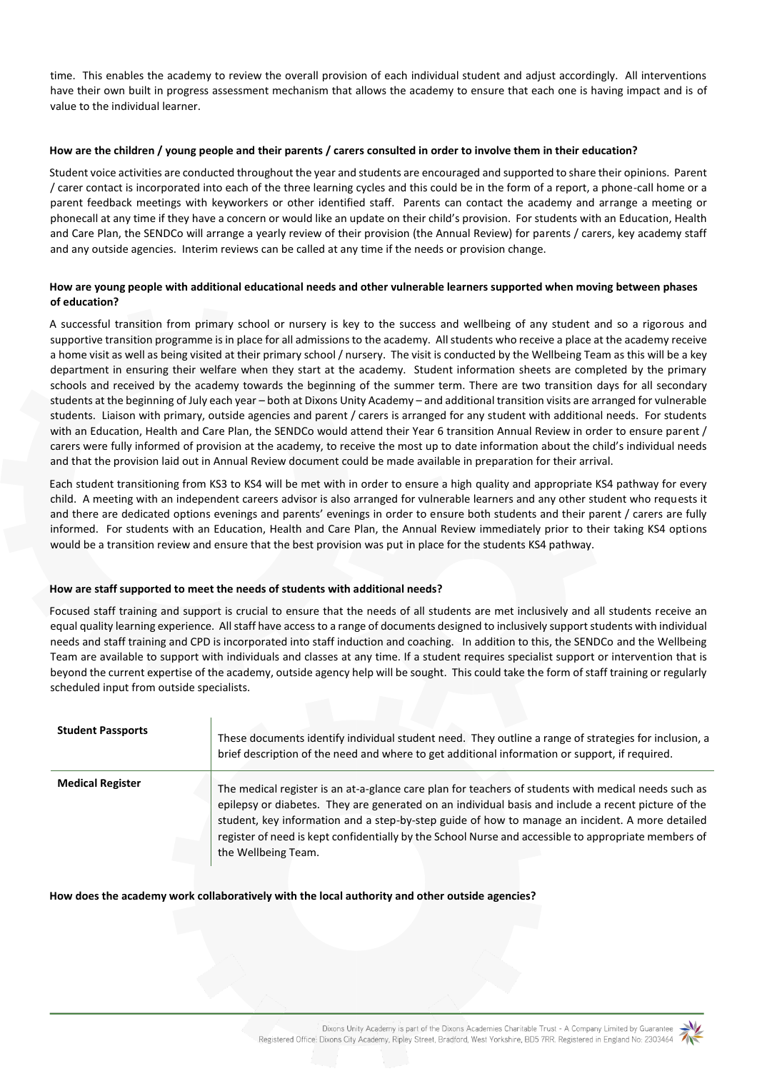time. This enables the academy to review the overall provision of each individual student and adjust accordingly. All interventions have their own built in progress assessment mechanism that allows the academy to ensure that each one is having impact and is of value to the individual learner.

**How are the children / young people and their parents / carers consulted in order to involve them in their education?**

Student voice activities are conducted throughout the year and students are encouraged and supported to share their opinions. Parent / carer contact is incorporated into each of the three learning cycles and this could be in the form of a report, a phone-call home or a parent feedback meetings with keyworkers or other identified staff. Parents can contact the academy and arrange a meeting or phonecall at any time if they have a concern or would like an update on their child's provision. For students with an Education, Health and Care Plan, the SENDCo will arrange a yearly review of their provision (the Annual Review) for parents / carers, key academy staff and any outside agencies. Interim reviews can be called at any time if the needs or provision change.

**How are young people with additional educational needs and other vulnerable learners supported when moving between phases of education?**

A successful transition from primary school or nursery is key to the success and wellbeing of any student and so a rigorous and supportive transition programme is in place for all admissions to the academy. All students who receive a place at the academy receive a home visit as well as being visited at their primary school / nursery. The visit is conducted by the Wellbeing Team as this will be a key department in ensuring their welfare when they start at the academy. Student information sheets are completed by the primary schools and received by the academy towards the beginning of the summer term. There are two transition days for all secondary students at the beginning of July each year – both at Dixons Unity Academy – and additional transition visits are arranged for vulnerable students. Liaison with primary, outside agencies and parent / carers is arranged for any student with additional needs. For students with an Education, Health and Care Plan, the SENDCo would attend their Year 6 transition Annual Review in order to ensure parent / carers were fully informed of provision at the academy, to receive the most up to date information about the child's individual needs and that the provision laid out in Annual Review document could be made available in preparation for their arrival.

Each student transitioning from KS3 to KS4 will be met with in order to ensure a high quality and appropriate KS4 pathway for every child. A meeting with an independent careers advisor is also arranged for vulnerable learners and any other student who requests it and there are dedicated options evenings and parents' evenings in order to ensure both students and their parent / carers are fully informed. For students with an Education, Health and Care Plan, the Annual Review immediately prior to their taking KS4 options would be a transition review and ensure that the best provision was put in place for the students KS4 pathway.

**How are staff supported to meet the needs of students with additional needs?**

Focused staff training and support is crucial to ensure that the needs of all students are met inclusively and all students receive an equal quality learning experience. All staff have access to a range of documents designed to inclusively support students with individual needs and staff training and CPD is incorporated into staff induction and coaching. In addition to this, the SENDCo and the Wellbeing Team are available to support with individuals and classes at any time. If a student requires specialist support or intervention that is beyond the current expertise of the academy, outside agency help will be sought. This could take the form of staff training or regularly scheduled input from outside specialists.

| | |
|---|---|
| **Student Passports** | These documents identify individual student need. They outline a range of strategies for inclusion, a brief description of the need and where to get additional information or support, if required. |
| **Medical Register** | The medical register is an at-a-glance care plan for teachers of students with medical needs such as epilepsy or diabetes. They are generated on an individual basis and include a recent picture of the student, key information and a step-by-step guide of how to manage an incident. A more detailed register of need is kept confidentially by the School Nurse and accessible to appropriate members of the Wellbeing Team. |

**How does the academy work collaboratively with the local authority and other outside agencies?**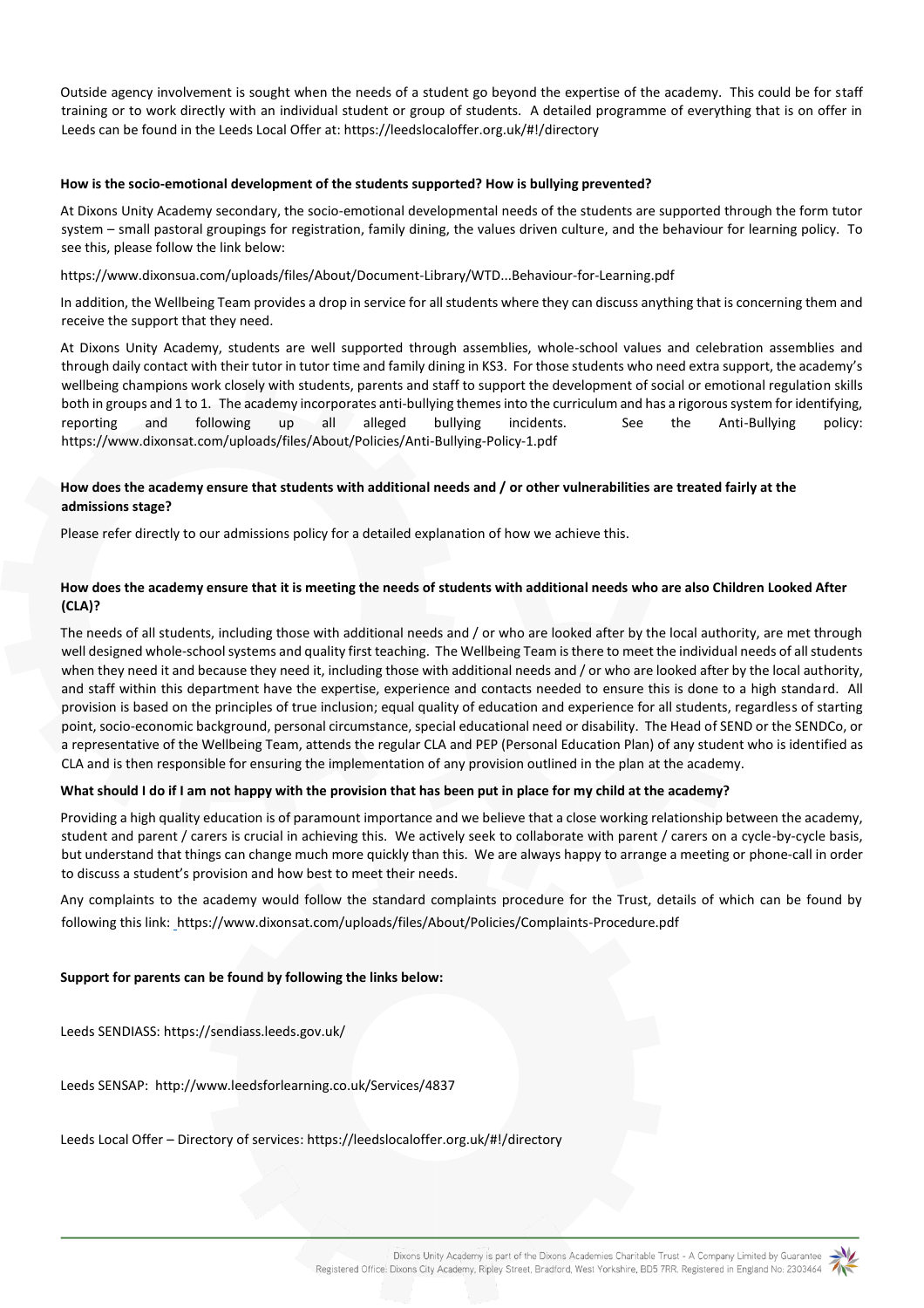Outside agency involvement is sought when the needs of a student go beyond the expertise of the academy. This could be for staff training or to work directly with an individual student or group of students. A detailed programme of everything that is on offer in Leeds can be found in the Leeds Local Offer at: https://leedslocaloffer.org.uk/#!/directory

**How is the socio-emotional development of the students supported? How is bullying prevented?**

At Dixons Unity Academy secondary, the socio-emotional developmental needs of the students are supported through the form tutor system – small pastoral groupings for registration, family dining, the values driven culture, and the behaviour for learning policy. To see this, please follow the link below:

https://www.dixonsua.com/uploads/files/About/Document-Library/WTD...Behaviour-for-Learning.pdf

In addition, the Wellbeing Team provides a drop in service for all students where they can discuss anything that is concerning them and receive the support that they need.

At Dixons Unity Academy, students are well supported through assemblies, whole-school values and celebration assemblies and through daily contact with their tutor in tutor time and family dining in KS3. For those students who need extra support, the academy's wellbeing champions work closely with students, parents and staff to support the development of social or emotional regulation skills both in groups and 1 to 1. The academy incorporates anti-bullying themes into the curriculum and has a rigorous system for identifying, reporting and following up all alleged bullying incidents. See the Anti-Bullying policy: https://www.dixonsat.com/uploads/files/About/Policies/Anti-Bullying-Policy-1.pdf

**How does the academy ensure that students with additional needs and / or other vulnerabilities are treated fairly at the admissions stage?**

Please refer directly to our admissions policy for a detailed explanation of how we achieve this.

**How does the academy ensure that it is meeting the needs of students with additional needs who are also Children Looked After (CLA)?**

The needs of all students, including those with additional needs and / or who are looked after by the local authority, are met through well designed whole-school systems and quality first teaching. The Wellbeing Team is there to meet the individual needs of all students when they need it and because they need it, including those with additional needs and / or who are looked after by the local authority, and staff within this department have the expertise, experience and contacts needed to ensure this is done to a high standard. All provision is based on the principles of true inclusion; equal quality of education and experience for all students, regardless of starting point, socio-economic background, personal circumstance, special educational need or disability. The Head of SEND or the SENDCo, or a representative of the Wellbeing Team, attends the regular CLA and PEP (Personal Education Plan) of any student who is identified as CLA and is then responsible for ensuring the implementation of any provision outlined in the plan at the academy.

**What should I do if I am not happy with the provision that has been put in place for my child at the academy?**

Providing a high quality education is of paramount importance and we believe that a close working relationship between the academy, student and parent / carers is crucial in achieving this. We actively seek to collaborate with parent / carers on a cycle-by-cycle basis, but understand that things can change much more quickly than this. We are always happy to arrange a meeting or phone-call in order to discuss a student's provision and how best to meet their needs.

Any complaints to the academy would follow the standard complaints procedure for the Trust, details of which can be found by following this link: https://www.dixonsat.com/uploads/files/About/Policies/Complaints-Procedure.pdf

**Support for parents can be found by following the links below:**

Leeds SENDIASS: https://sendiass.leeds.gov.uk/

Leeds SENSAP: http://www.leedsforlearning.co.uk/Services/4837

Leeds Local Offer – Directory of services: https://leedslocaloffer.org.uk/#!/directory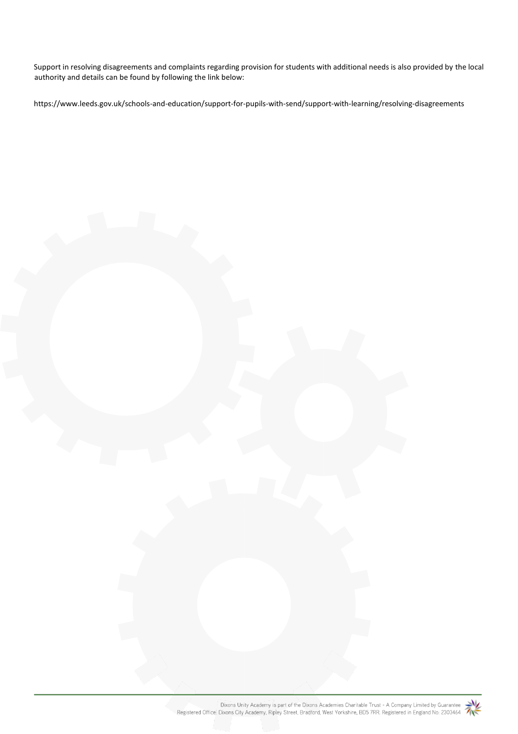Support in resolving disagreements and complaints regarding provision for students with additional needs is also provided by the local authority and details can be found by following the link below:

https://www.leeds.gov.uk/schools-and-education/support-for-pupils-with-send/support-with-learning/resolving-disagreements